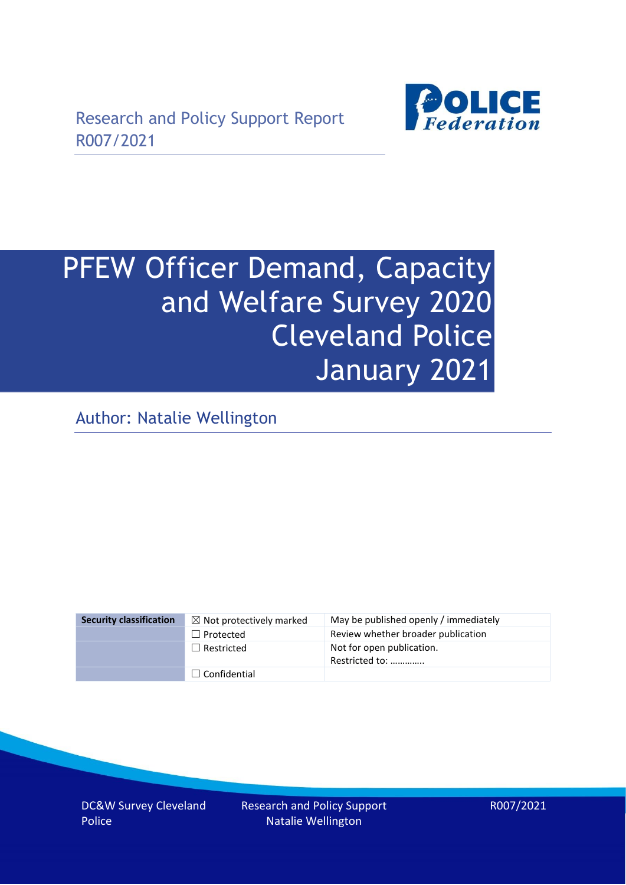Research and Policy Support Report
R007/2021

# PFEW Officer Demand, Capacity and Welfare Survey 2020 Cleveland Police January 2021

Author: Natalie Wellington

| Security classification | ☒ Not protectively marked | May be published openly / immediately |
|---|---|---|
| | ☐ Protected | Review whether broader publication |
| | ☐ Restricted | Not for open publication. Restricted to: …………. |
| | ☐ Confidential | |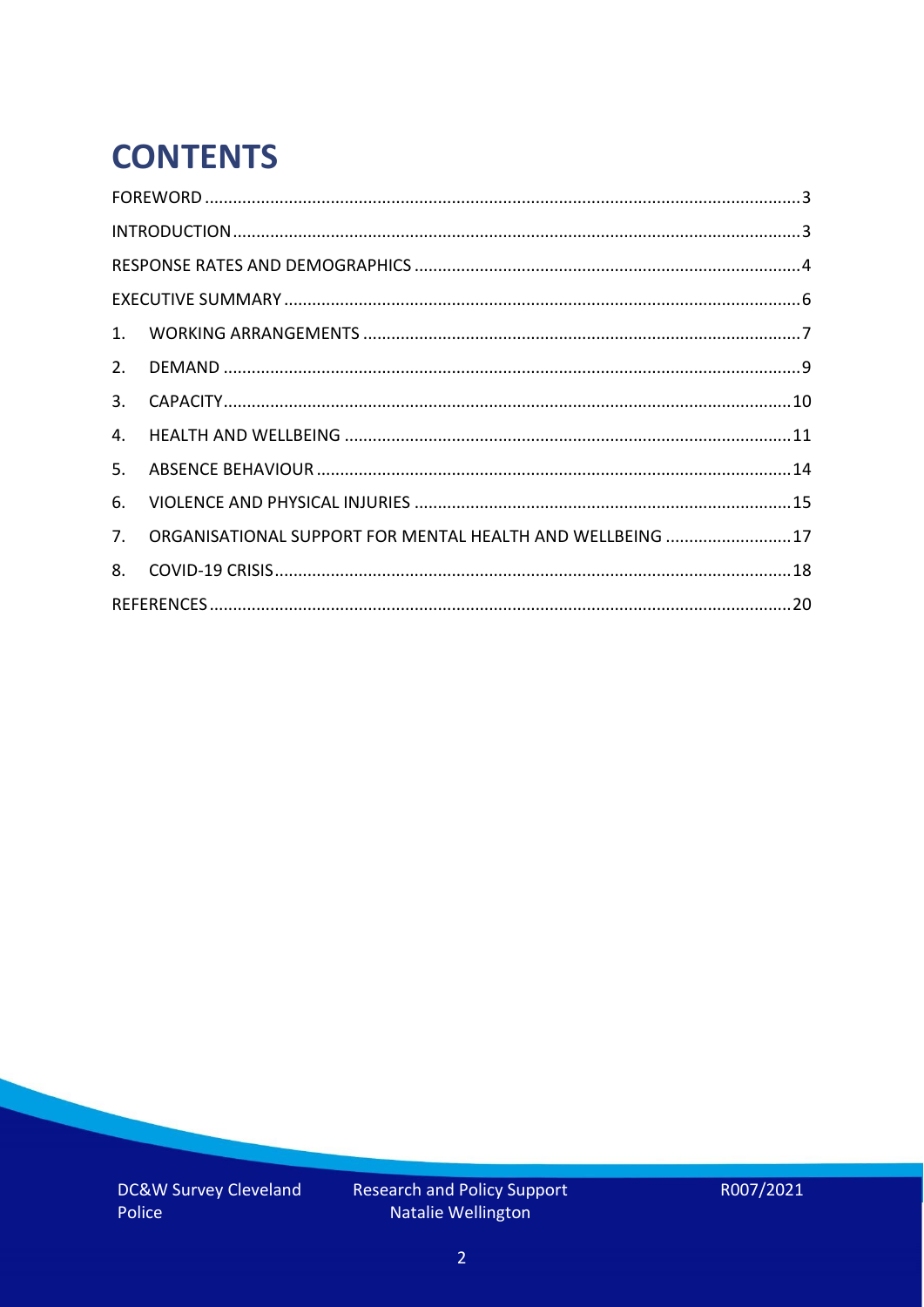# CONTENTS

FOREWORD ............................................................................................................................3

INTRODUCTION.......................................................................................................................3

RESPONSE RATES AND DEMOGRAPHICS ..................................................................................4

EXECUTIVE SUMMARY .............................................................................................................6

1. WORKING ARRANGEMENTS .............................................................................................7
2. DEMAND ..........................................................................................................................9
3. CAPACITY.........................................................................................................................10
4. HEALTH AND WELLBEING ...............................................................................................11
5. ABSENCE BEHAVIOUR .....................................................................................................14
6. VIOLENCE AND PHYSICAL INJURIES ................................................................................15
7. ORGANISATIONAL SUPPORT FOR MENTAL HEALTH AND WELLBEING ...........................17
8. COVID-19 CRISIS..............................................................................................................18

REFERENCES...........................................................................................................................20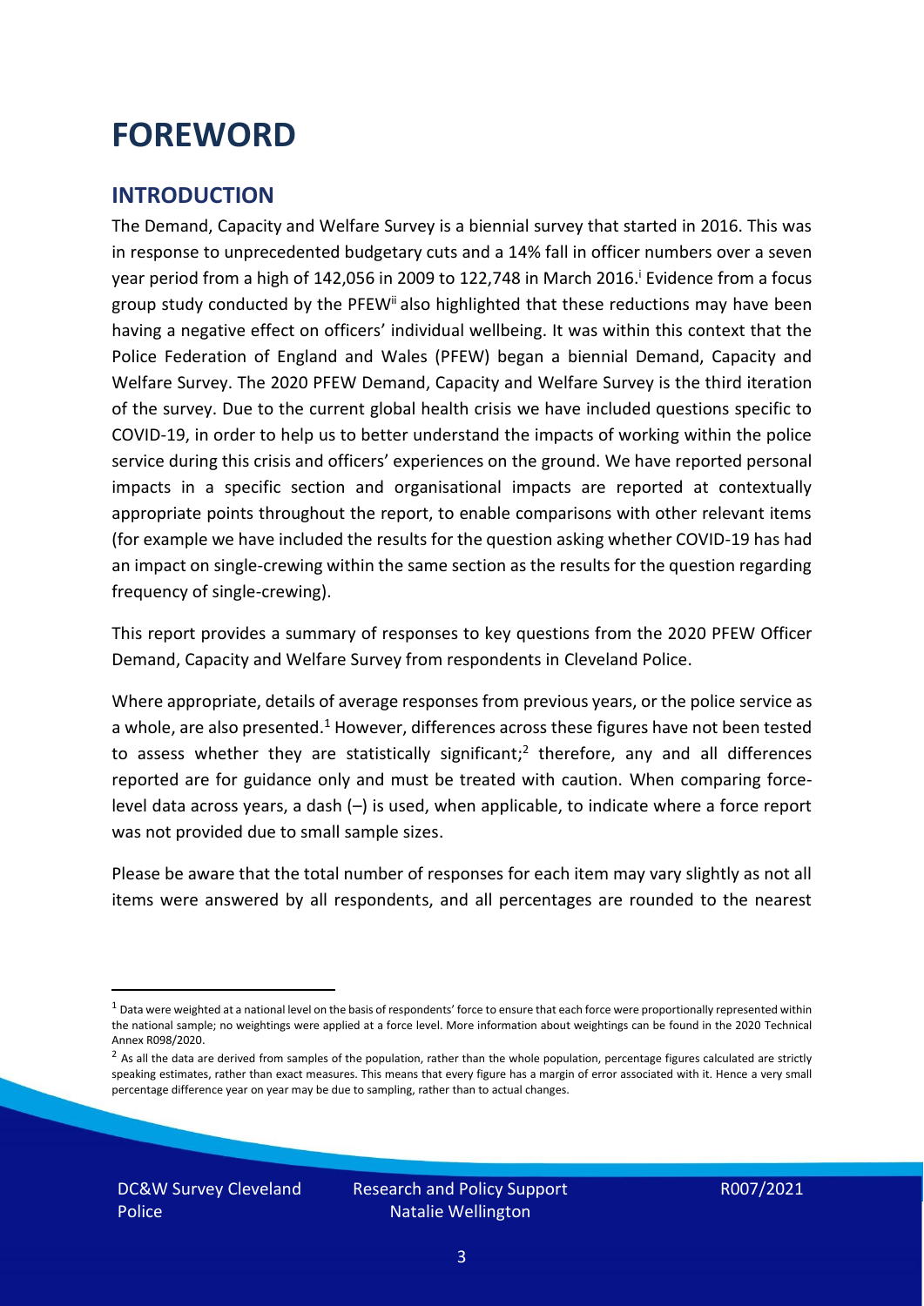# FOREWORD

## INTRODUCTION

The Demand, Capacity and Welfare Survey is a biennial survey that started in 2016. This was in response to unprecedented budgetary cuts and a 14% fall in officer numbers over a seven year period from a high of 142,056 in 2009 to 122,748 in March 2016.[i] Evidence from a focus group study conducted by the PFEW[ii] also highlighted that these reductions may have been having a negative effect on officers' individual wellbeing. It was within this context that the Police Federation of England and Wales (PFEW) began a biennial Demand, Capacity and Welfare Survey. The 2020 PFEW Demand, Capacity and Welfare Survey is the third iteration of the survey. Due to the current global health crisis we have included questions specific to COVID-19, in order to help us to better understand the impacts of working within the police service during this crisis and officers' experiences on the ground. We have reported personal impacts in a specific section and organisational impacts are reported at contextually appropriate points throughout the report, to enable comparisons with other relevant items (for example we have included the results for the question asking whether COVID-19 has had an impact on single-crewing within the same section as the results for the question regarding frequency of single-crewing).

This report provides a summary of responses to key questions from the 2020 PFEW Officer Demand, Capacity and Welfare Survey from respondents in Cleveland Police.

Where appropriate, details of average responses from previous years, or the police service as a whole, are also presented.[1] However, differences across these figures have not been tested to assess whether they are statistically significant;[2] therefore, any and all differences reported are for guidance only and must be treated with caution. When comparing force-level data across years, a dash (–) is used, when applicable, to indicate where a force report was not provided due to small sample sizes.

Please be aware that the total number of responses for each item may vary slightly as not all items were answered by all respondents, and all percentages are rounded to the nearest

---

[1] Data were weighted at a national level on the basis of respondents' force to ensure that each force were proportionally represented within the national sample; no weightings were applied at a force level. More information about weightings can be found in the 2020 Technical Annex R098/2020.

[2] As all the data are derived from samples of the population, rather than the whole population, percentage figures calculated are strictly speaking estimates, rather than exact measures. This means that every figure has a margin of error associated with it. Hence a very small percentage difference year on year may be due to sampling, rather than to actual changes.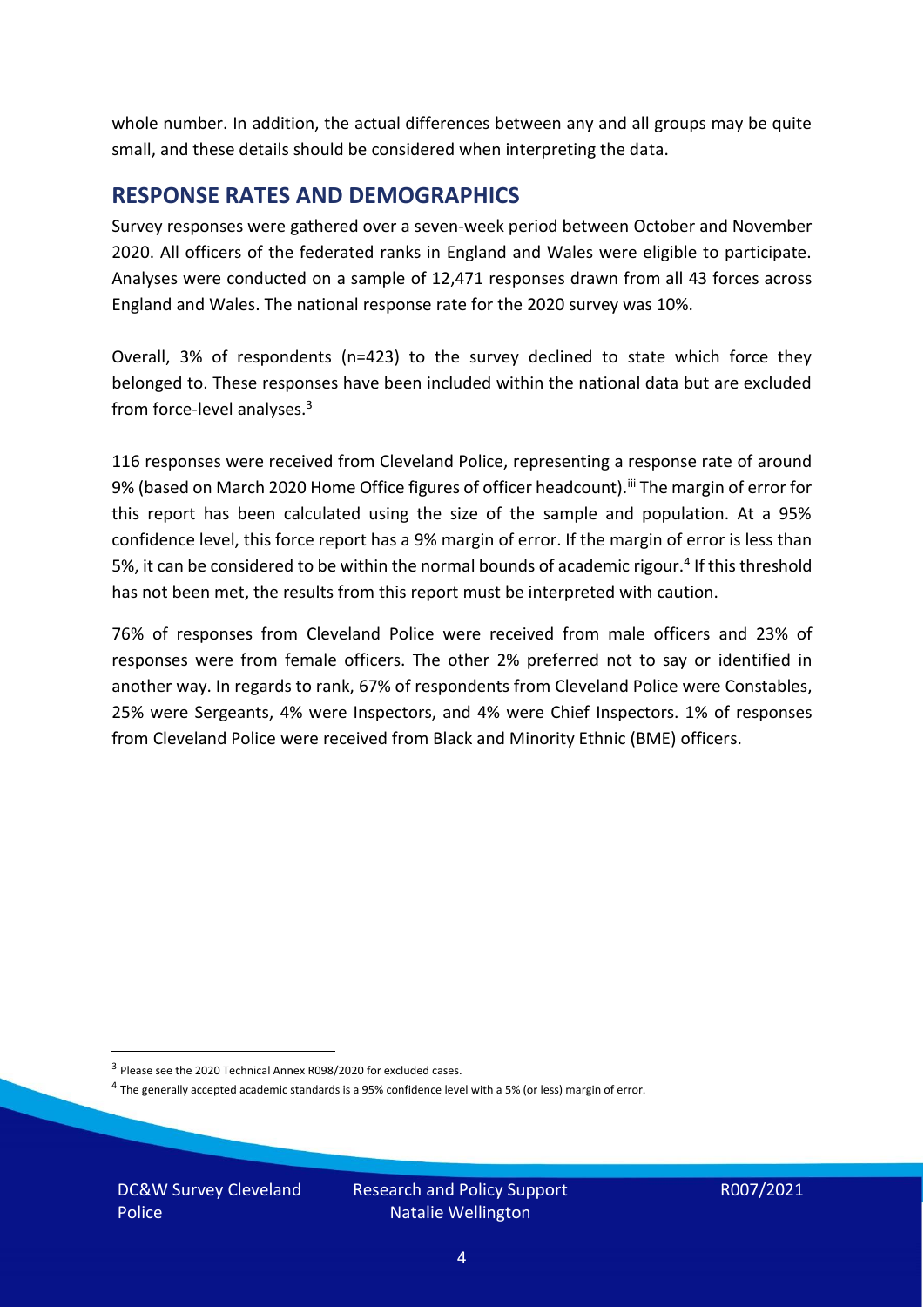whole number. In addition, the actual differences between any and all groups may be quite small, and these details should be considered when interpreting the data.

## RESPONSE RATES AND DEMOGRAPHICS

Survey responses were gathered over a seven-week period between October and November 2020. All officers of the federated ranks in England and Wales were eligible to participate. Analyses were conducted on a sample of 12,471 responses drawn from all 43 forces across England and Wales. The national response rate for the 2020 survey was 10%.

Overall, 3% of respondents (n=423) to the survey declined to state which force they belonged to. These responses have been included within the national data but are excluded from force-level analyses.[3]

116 responses were received from Cleveland Police, representing a response rate of around 9% (based on March 2020 Home Office figures of officer headcount).[iii] The margin of error for this report has been calculated using the size of the sample and population. At a 95% confidence level, this force report has a 9% margin of error. If the margin of error is less than 5%, it can be considered to be within the normal bounds of academic rigour.[4] If this threshold has not been met, the results from this report must be interpreted with caution.

76% of responses from Cleveland Police were received from male officers and 23% of responses were from female officers. The other 2% preferred not to say or identified in another way. In regards to rank, 67% of respondents from Cleveland Police were Constables, 25% were Sergeants, 4% were Inspectors, and 4% were Chief Inspectors. 1% of responses from Cleveland Police were received from Black and Minority Ethnic (BME) officers.

[3] Please see the 2020 Technical Annex R098/2020 for excluded cases.

[4] The generally accepted academic standards is a 95% confidence level with a 5% (or less) margin of error.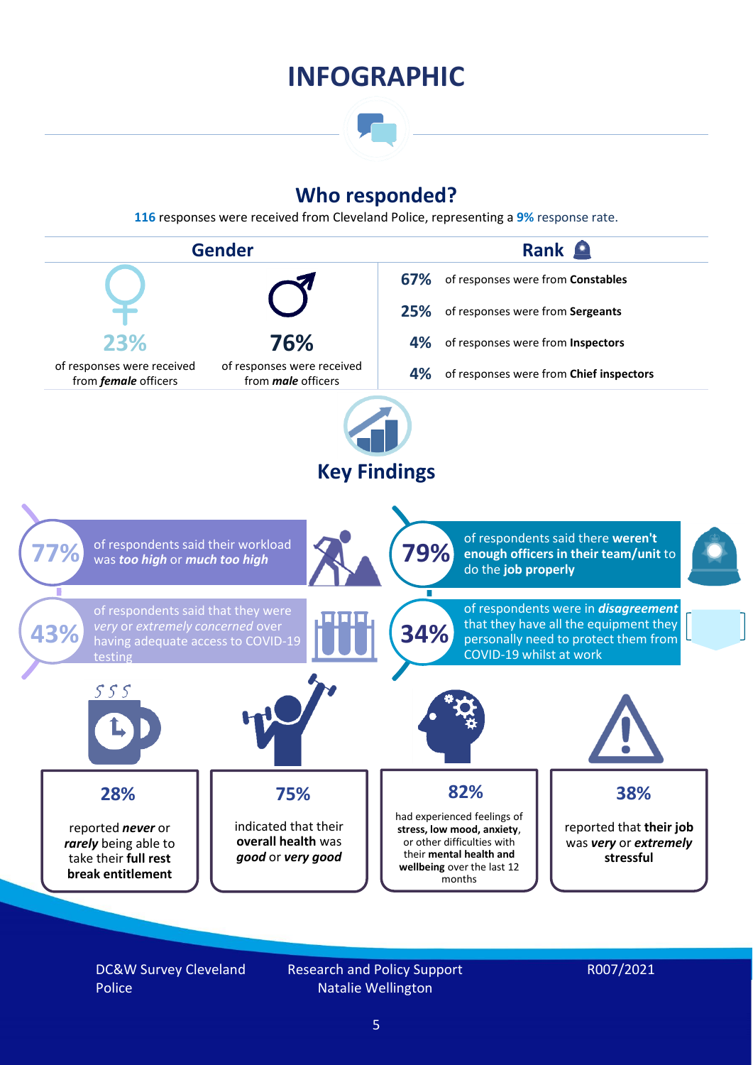# INFOGRAPHIC

## Who responded?

**116** responses were received from Cleveland Police, representing a **9%** response rate.

### Gender

**23%** of responses were received from ***female*** officers

**76%** of responses were received from ***male*** officers

### Rank

**67%** of responses were from **Constables**

**25%** of responses were from **Sergeants**

**4%** of responses were from **Inspectors**

**4%** of responses were from **Chief inspectors**

## Key Findings

**77%** of respondents said their workload was ***too high*** or ***much too high***

**79%** of respondents said there **weren't enough officers in their team/unit** to do the **job properly**

**43%** of respondents said that they were *very* or *extremely concerned* over having adequate access to COVID-19 testing

**34%** of respondents were in ***disagreement*** that they have all the equipment they personally need to protect them from COVID-19 whilst at work

**28%** reported ***never*** or ***rarely*** being able to take their **full rest break entitlement**

**75%** indicated that their **overall health** was ***good*** or ***very good***

**82%** had experienced feelings of **stress, low mood, anxiety**, or other difficulties with their **mental health and wellbeing** over the last 12 months

**38%** reported that **their job** was ***very*** or ***extremely*** **stressful**

DC&W Survey Cleveland Police

Research and Policy Support
Natalie Wellington

R007/2021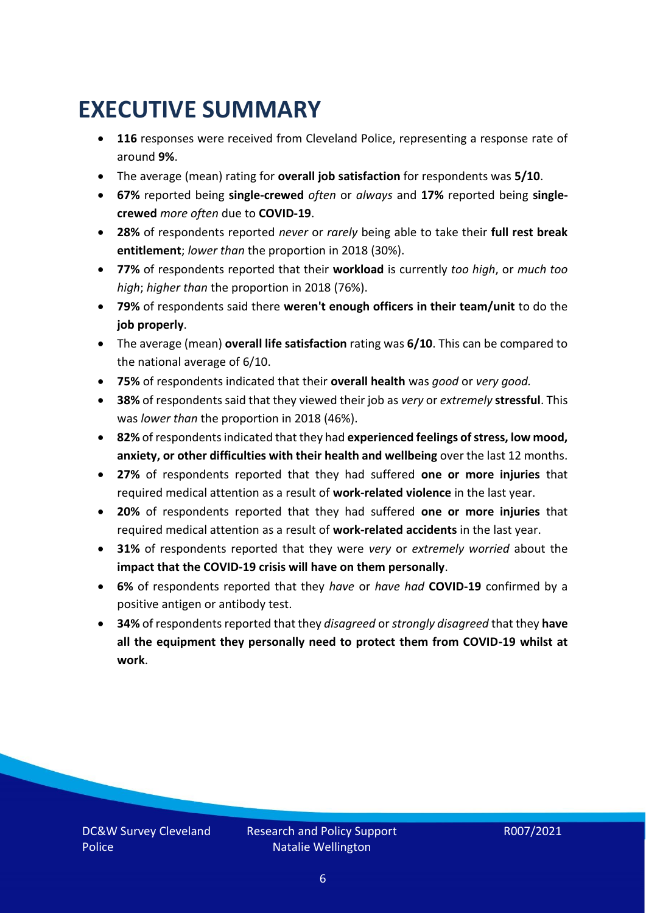# EXECUTIVE SUMMARY

- **116** responses were received from Cleveland Police, representing a response rate of around **9%**.
- The average (mean) rating for **overall job satisfaction** for respondents was **5/10**.
- **67%** reported being **single-crewed** *often* or *always* and **17%** reported being **single-crewed** *more often* due to **COVID-19**.
- **28%** of respondents reported *never* or *rarely* being able to take their **full rest break entitlement**; *lower than* the proportion in 2018 (30%).
- **77%** of respondents reported that their **workload** is currently *too high*, or *much too high*; *higher than* the proportion in 2018 (76%).
- **79%** of respondents said there **weren't enough officers in their team/unit** to do the **job properly**.
- The average (mean) **overall life satisfaction** rating was **6/10**. This can be compared to the national average of 6/10.
- **75%** of respondents indicated that their **overall health** was *good* or *very good.*
- **38%** of respondents said that they viewed their job as *very* or *extremely* **stressful**. This was *lower than* the proportion in 2018 (46%).
- **82%** of respondents indicated that they had **experienced feelings of stress, low mood, anxiety, or other difficulties with their health and wellbeing** over the last 12 months.
- **27%** of respondents reported that they had suffered **one or more injuries** that required medical attention as a result of **work-related violence** in the last year.
- **20%** of respondents reported that they had suffered **one or more injuries** that required medical attention as a result of **work-related accidents** in the last year.
- **31%** of respondents reported that they were *very* or *extremely worried* about the **impact that the COVID-19 crisis will have on them personally**.
- **6%** of respondents reported that they *have* or *have had* **COVID-19** confirmed by a positive antigen or antibody test.
- **34%** of respondents reported that they *disagreed* or *strongly disagreed* that they **have all the equipment they personally need to protect them from COVID-19 whilst at work**.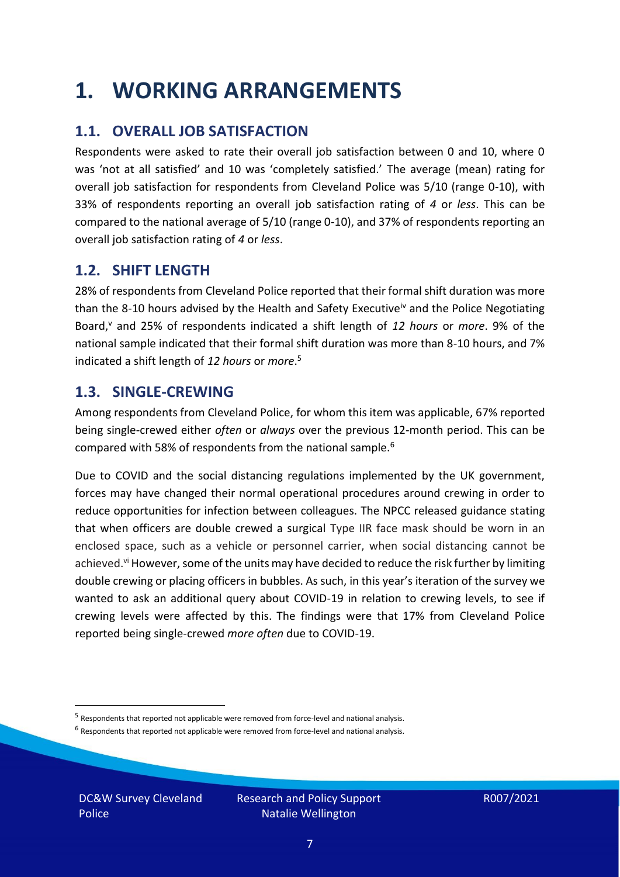# 1. WORKING ARRANGEMENTS

## 1.1. OVERALL JOB SATISFACTION

Respondents were asked to rate their overall job satisfaction between 0 and 10, where 0 was 'not at all satisfied' and 10 was 'completely satisfied.' The average (mean) rating for overall job satisfaction for respondents from Cleveland Police was 5/10 (range 0-10), with 33% of respondents reporting an overall job satisfaction rating of *4* or *less*. This can be compared to the national average of 5/10 (range 0-10), and 37% of respondents reporting an overall job satisfaction rating of *4* or *less*.

## 1.2. SHIFT LENGTH

28% of respondents from Cleveland Police reported that their formal shift duration was more than the 8-10 hours advised by the Health and Safety Executive[iv] and the Police Negotiating Board,[v] and 25% of respondents indicated a shift length of *12 hours* or *more*. 9% of the national sample indicated that their formal shift duration was more than 8-10 hours, and 7% indicated a shift length of *12 hours* or *more*.[5]

## 1.3. SINGLE-CREWING

Among respondents from Cleveland Police, for whom this item was applicable, 67% reported being single-crewed either *often* or *always* over the previous 12-month period. This can be compared with 58% of respondents from the national sample.[6]

Due to COVID and the social distancing regulations implemented by the UK government, forces may have changed their normal operational procedures around crewing in order to reduce opportunities for infection between colleagues. The NPCC released guidance stating that when officers are double crewed a surgical Type IIR face mask should be worn in an enclosed space, such as a vehicle or personnel carrier, when social distancing cannot be achieved.[vi] However, some of the units may have decided to reduce the risk further by limiting double crewing or placing officers in bubbles. As such, in this year's iteration of the survey we wanted to ask an additional query about COVID-19 in relation to crewing levels, to see if crewing levels were affected by this. The findings were that 17% from Cleveland Police reported being single-crewed *more often* due to COVID-19.

[5] Respondents that reported not applicable were removed from force-level and national analysis.

[6] Respondents that reported not applicable were removed from force-level and national analysis.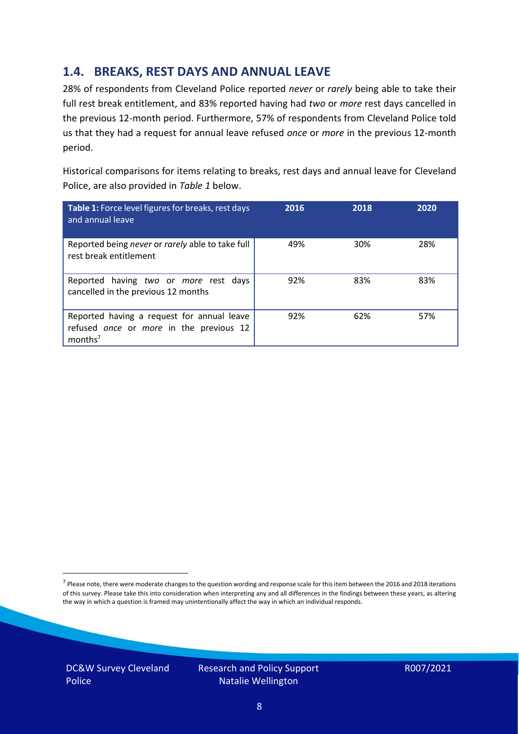## 1.4. BREAKS, REST DAYS AND ANNUAL LEAVE

28% of respondents from Cleveland Police reported *never* or *rarely* being able to take their full rest break entitlement, and 83% reported having had *two* or *more* rest days cancelled in the previous 12-month period. Furthermore, 57% of respondents from Cleveland Police told us that they had a request for annual leave refused *once* or *more* in the previous 12-month period.

Historical comparisons for items relating to breaks, rest days and annual leave for Cleveland Police, are also provided in *Table 1* below.

| **Table 1:** Force level figures for breaks, rest days and annual leave | 2016 | 2018 | 2020 |
|---|---|---|---|
| Reported being *never* or *rarely* able to take full rest break entitlement | 49% | 30% | 28% |
| Reported having *two* or *more* rest days cancelled in the previous 12 months | 92% | 83% | 83% |
| Reported having a request for annual leave refused *once* or *more* in the previous 12 months[7] | 92% | 62% | 57% |

[7] Please note, there were moderate changes to the question wording and response scale for this item between the 2016 and 2018 iterations of this survey. Please take this into consideration when interpreting any and all differences in the findings between these years, as altering the way in which a question is framed may unintentionally affect the way in which an individual responds.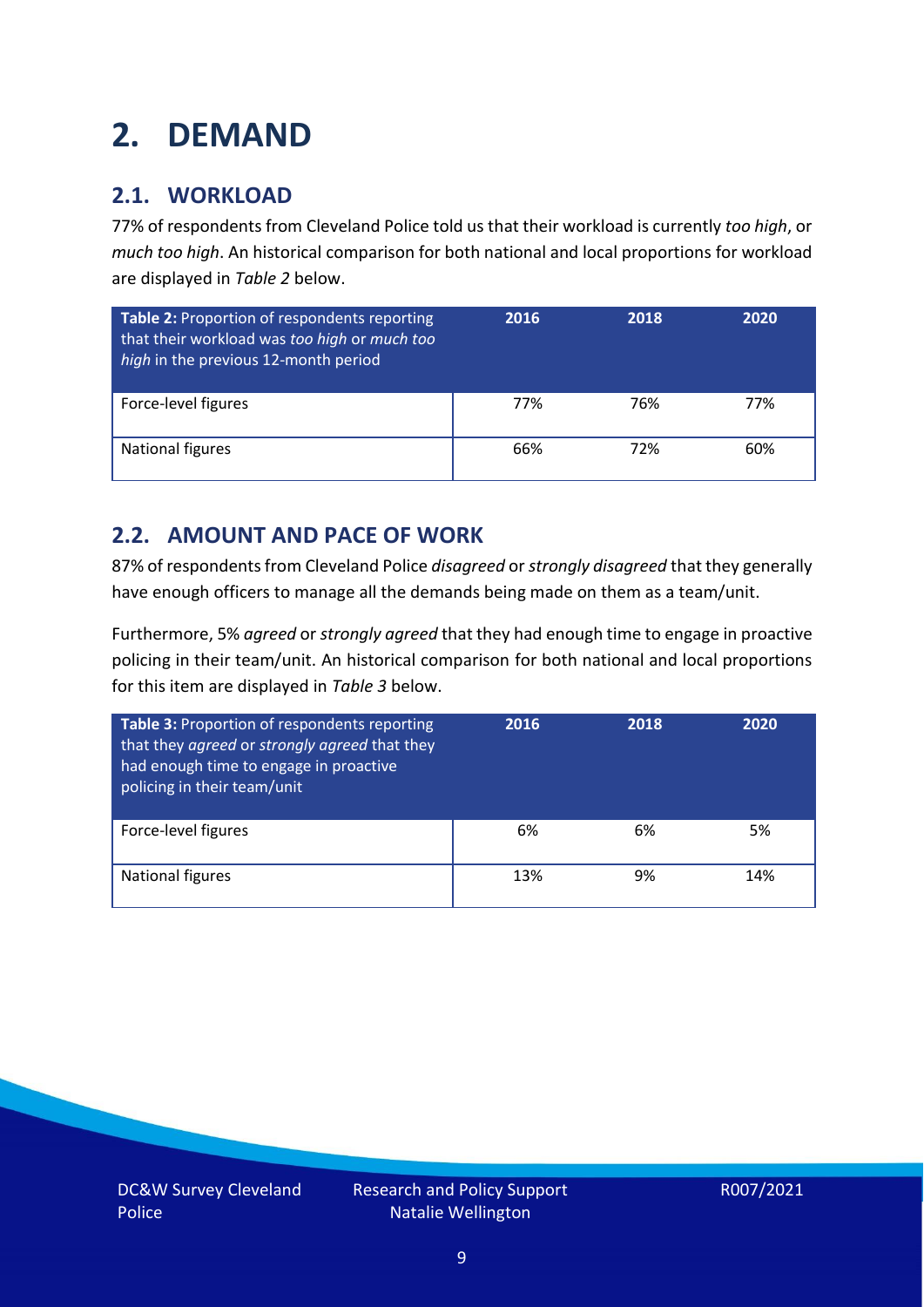# 2. DEMAND

## 2.1. WORKLOAD

77% of respondents from Cleveland Police told us that their workload is currently *too high*, or *much too high*. An historical comparison for both national and local proportions for workload are displayed in *Table 2* below.

| **Table 2:** Proportion of respondents reporting that their workload was *too high* or *much too high* in the previous 12-month period | 2016 | 2018 | 2020 |
|---|---|---|---|
| Force-level figures | 77% | 76% | 77% |
| National figures | 66% | 72% | 60% |

## 2.2. AMOUNT AND PACE OF WORK

87% of respondents from Cleveland Police *disagreed* or *strongly disagreed* that they generally have enough officers to manage all the demands being made on them as a team/unit.

Furthermore, 5% *agreed* or *strongly agreed* that they had enough time to engage in proactive policing in their team/unit. An historical comparison for both national and local proportions for this item are displayed in *Table 3* below.

| **Table 3:** Proportion of respondents reporting that they *agreed* or *strongly agreed* that they had enough time to engage in proactive policing in their team/unit | 2016 | 2018 | 2020 |
|---|---|---|---|
| Force-level figures | 6% | 6% | 5% |
| National figures | 13% | 9% | 14% |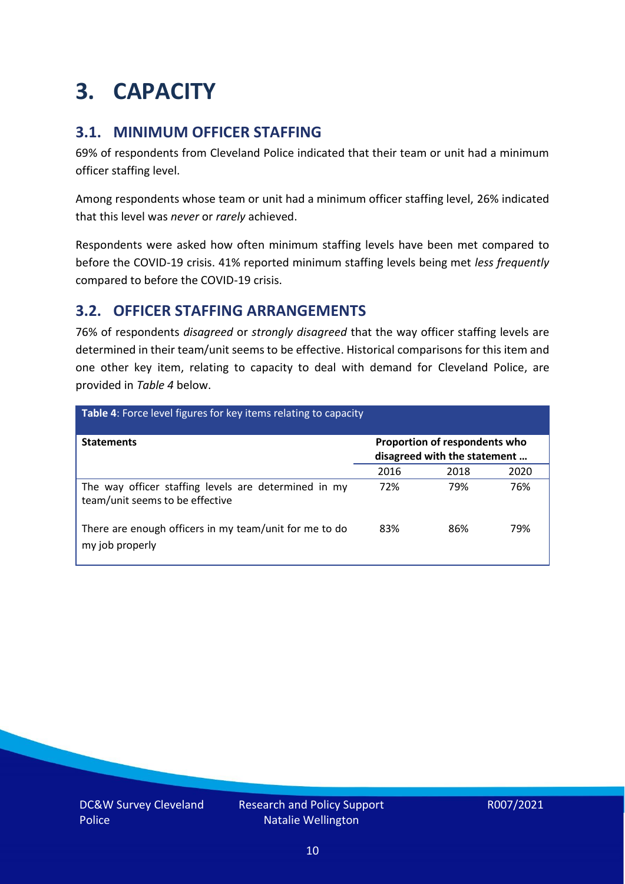# 3. CAPACITY

## 3.1. MINIMUM OFFICER STAFFING

69% of respondents from Cleveland Police indicated that their team or unit had a minimum officer staffing level.

Among respondents whose team or unit had a minimum officer staffing level, 26% indicated that this level was *never* or *rarely* achieved.

Respondents were asked how often minimum staffing levels have been met compared to before the COVID-19 crisis. 41% reported minimum staffing levels being met *less frequently* compared to before the COVID-19 crisis.

## 3.2. OFFICER STAFFING ARRANGEMENTS

76% of respondents *disagreed* or *strongly disagreed* that the way officer staffing levels are determined in their team/unit seems to be effective. Historical comparisons for this item and one other key item, relating to capacity to deal with demand for Cleveland Police, are provided in *Table 4* below.

**Table 4**: Force level figures for key items relating to capacity

| Statements | Proportion of respondents who disagreed with the statement … | | |
|---|---|---|---|
| | 2016 | 2018 | 2020 |
| The way officer staffing levels are determined in my team/unit seems to be effective | 72% | 79% | 76% |
| There are enough officers in my team/unit for me to do my job properly | 83% | 86% | 79% |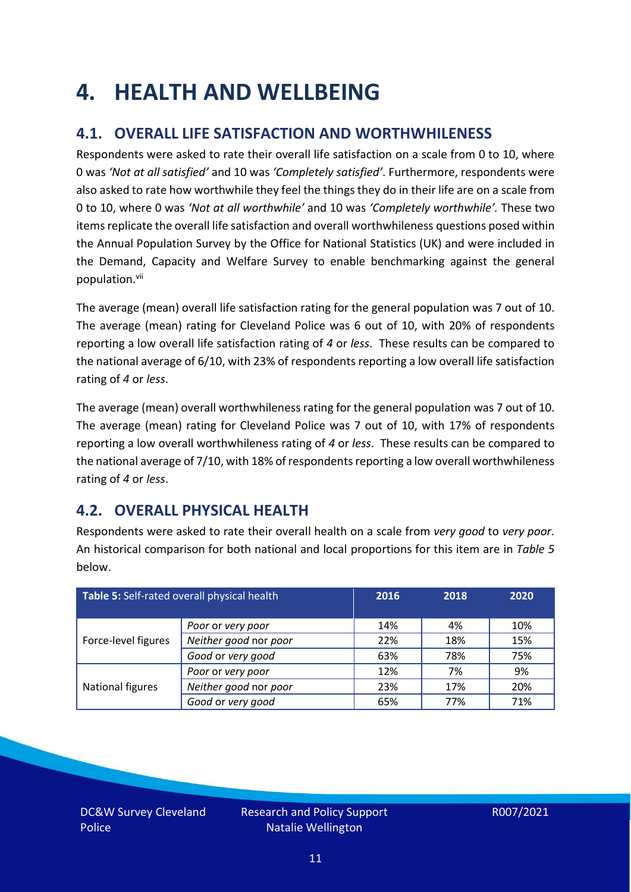# 4. HEALTH AND WELLBEING

## 4.1. OVERALL LIFE SATISFACTION AND WORTHWHILENESS

Respondents were asked to rate their overall life satisfaction on a scale from 0 to 10, where 0 was *'Not at all satisfied'* and 10 was *'Completely satisfied'*. Furthermore, respondents were also asked to rate how worthwhile they feel the things they do in their life are on a scale from 0 to 10, where 0 was *'Not at all worthwhile'* and 10 was *'Completely worthwhile'.* These two items replicate the overall life satisfaction and overall worthwhileness questions posed within the Annual Population Survey by the Office for National Statistics (UK) and were included in the Demand, Capacity and Welfare Survey to enable benchmarking against the general population.[vii]

The average (mean) overall life satisfaction rating for the general population was 7 out of 10. The average (mean) rating for Cleveland Police was 6 out of 10, with 20% of respondents reporting a low overall life satisfaction rating of *4* or *less*. These results can be compared to the national average of 6/10, with 23% of respondents reporting a low overall life satisfaction rating of *4* or *less*.

The average (mean) overall worthwhileness rating for the general population was 7 out of 10. The average (mean) rating for Cleveland Police was 7 out of 10, with 17% of respondents reporting a low overall worthwhileness rating of *4* or *less*. These results can be compared to the national average of 7/10, with 18% of respondents reporting a low overall worthwhileness rating of *4* or *less*.

## 4.2. OVERALL PHYSICAL HEALTH

Respondents were asked to rate their overall health on a scale from *very good* to *very poor*. An historical comparison for both national and local proportions for this item are in *Table 5* below.

| **Table 5:** Self-rated overall physical health | | 2016 | 2018 | 2020 |
|---|---|---|---|---|
| Force-level figures | *Poor* or *very poor* | 14% | 4% | 10% |
| | *Neither good* nor *poor* | 22% | 18% | 15% |
| | *Good* or *very good* | 63% | 78% | 75% |
| National figures | *Poor* or *very poor* | 12% | 7% | 9% |
| | *Neither good* nor *poor* | 23% | 17% | 20% |
| | *Good* or *very good* | 65% | 77% | 71% |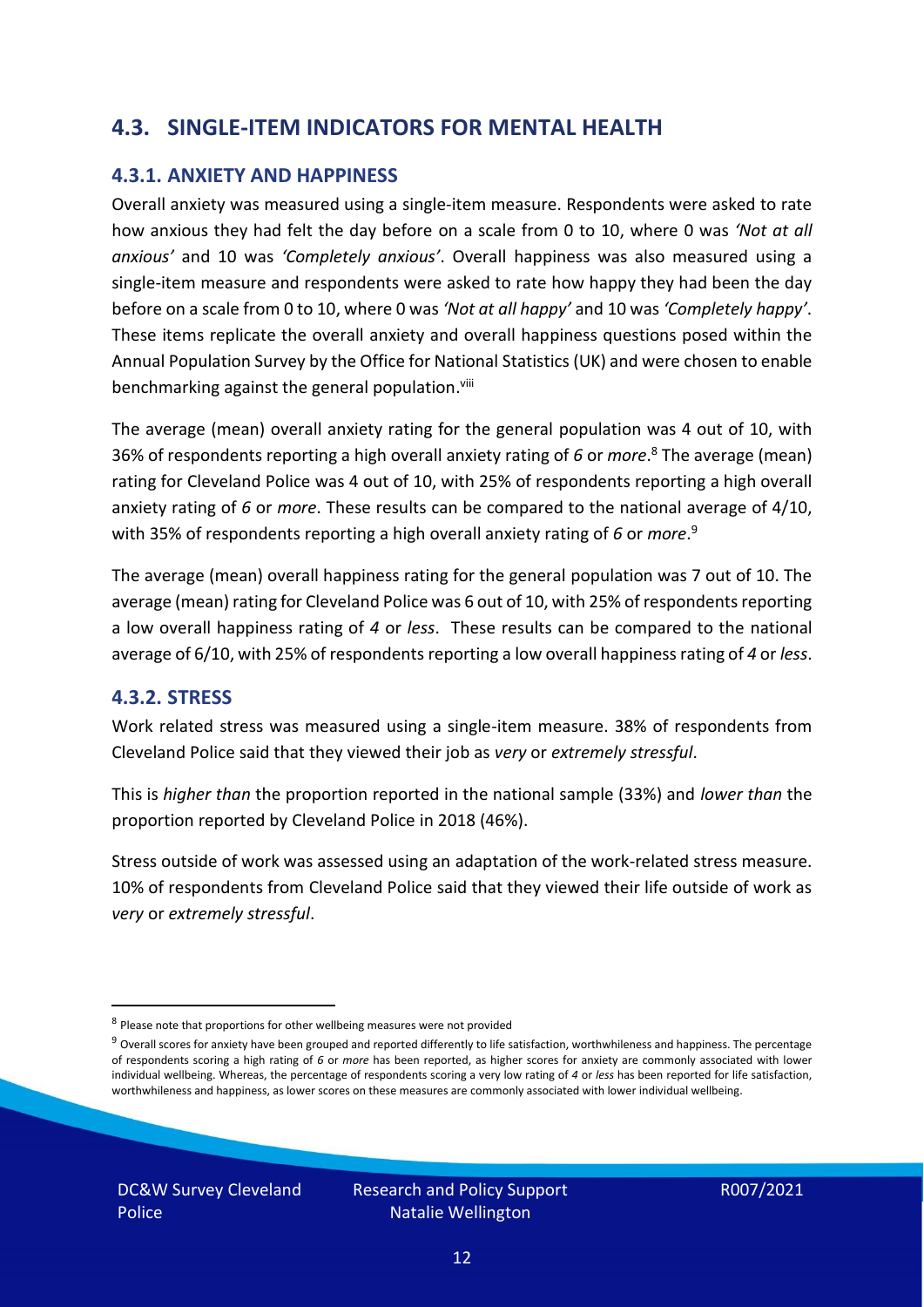## 4.3. SINGLE-ITEM INDICATORS FOR MENTAL HEALTH

### 4.3.1. ANXIETY AND HAPPINESS

Overall anxiety was measured using a single-item measure. Respondents were asked to rate how anxious they had felt the day before on a scale from 0 to 10, where 0 was *'Not at all anxious'* and 10 was *'Completely anxious'*. Overall happiness was also measured using a single-item measure and respondents were asked to rate how happy they had been the day before on a scale from 0 to 10, where 0 was *'Not at all happy'* and 10 was *'Completely happy'*. These items replicate the overall anxiety and overall happiness questions posed within the Annual Population Survey by the Office for National Statistics (UK) and were chosen to enable benchmarking against the general population.[viii]

The average (mean) overall anxiety rating for the general population was 4 out of 10, with 36% of respondents reporting a high overall anxiety rating of *6* or *more*.[8] The average (mean) rating for Cleveland Police was 4 out of 10, with 25% of respondents reporting a high overall anxiety rating of *6* or *more*. These results can be compared to the national average of 4/10, with 35% of respondents reporting a high overall anxiety rating of *6* or *more*.[9]

The average (mean) overall happiness rating for the general population was 7 out of 10. The average (mean) rating for Cleveland Police was 6 out of 10, with 25% of respondents reporting a low overall happiness rating of *4* or *less*. These results can be compared to the national average of 6/10, with 25% of respondents reporting a low overall happiness rating of *4* or *less*.

### 4.3.2. STRESS

Work related stress was measured using a single-item measure. 38% of respondents from Cleveland Police said that they viewed their job as *very* or *extremely stressful*.

This is *higher than* the proportion reported in the national sample (33%) and *lower than* the proportion reported by Cleveland Police in 2018 (46%).

Stress outside of work was assessed using an adaptation of the work-related stress measure. 10% of respondents from Cleveland Police said that they viewed their life outside of work as *very* or *extremely stressful*.

---

[8] Please note that proportions for other wellbeing measures were not provided

[9] Overall scores for anxiety have been grouped and reported differently to life satisfaction, worthwhileness and happiness. The percentage of respondents scoring a high rating of *6* or *more* has been reported, as higher scores for anxiety are commonly associated with lower individual wellbeing. Whereas, the percentage of respondents scoring a very low rating of *4* or *less* has been reported for life satisfaction, worthwhileness and happiness, as lower scores on these measures are commonly associated with lower individual wellbeing.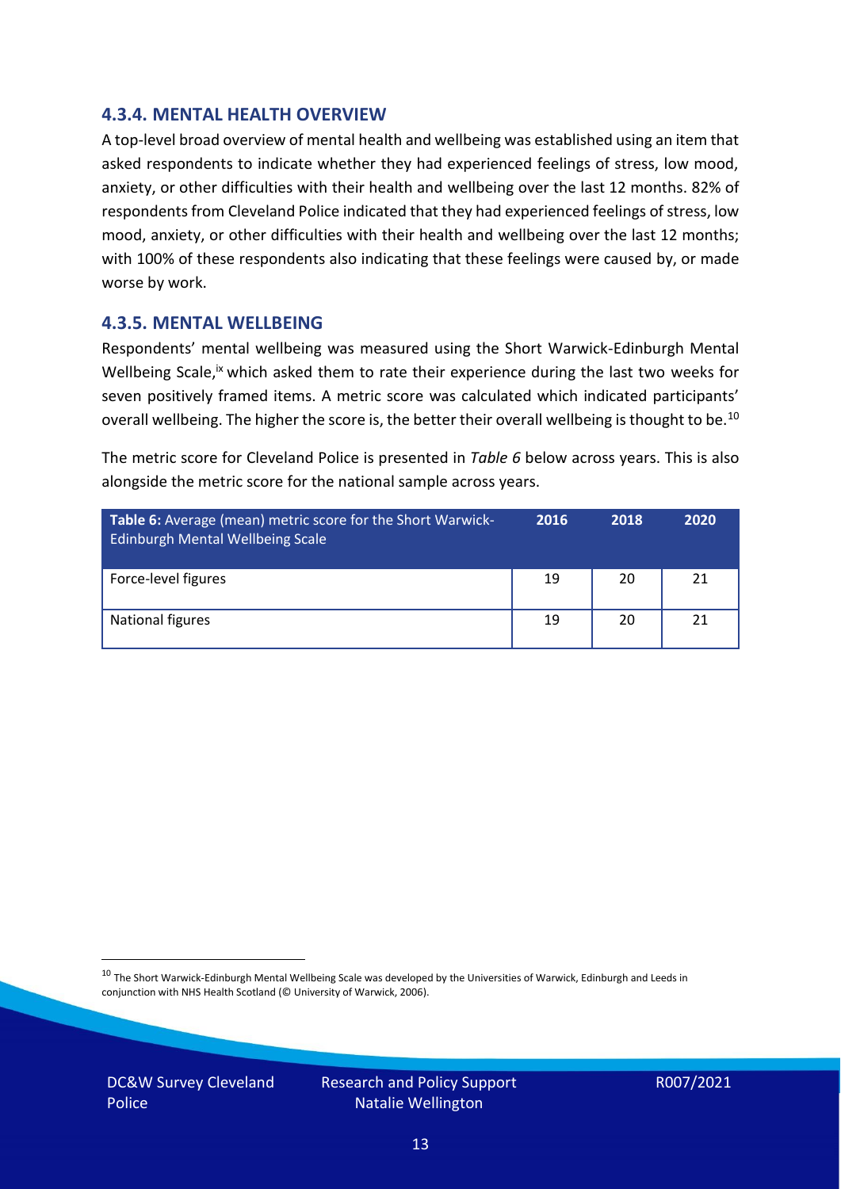### 4.3.4. MENTAL HEALTH OVERVIEW

A top-level broad overview of mental health and wellbeing was established using an item that asked respondents to indicate whether they had experienced feelings of stress, low mood, anxiety, or other difficulties with their health and wellbeing over the last 12 months. 82% of respondents from Cleveland Police indicated that they had experienced feelings of stress, low mood, anxiety, or other difficulties with their health and wellbeing over the last 12 months; with 100% of these respondents also indicating that these feelings were caused by, or made worse by work.

### 4.3.5. MENTAL WELLBEING

Respondents' mental wellbeing was measured using the Short Warwick-Edinburgh Mental Wellbeing Scale,[ix] which asked them to rate their experience during the last two weeks for seven positively framed items. A metric score was calculated which indicated participants' overall wellbeing. The higher the score is, the better their overall wellbeing is thought to be.[10]

The metric score for Cleveland Police is presented in *Table 6* below across years. This is also alongside the metric score for the national sample across years.

| **Table 6:** Average (mean) metric score for the Short Warwick-Edinburgh Mental Wellbeing Scale | 2016 | 2018 | 2020 |
|---|---|---|---|
| Force-level figures | 19 | 20 | 21 |
| National figures | 19 | 20 | 21 |

[10] The Short Warwick-Edinburgh Mental Wellbeing Scale was developed by the Universities of Warwick, Edinburgh and Leeds in conjunction with NHS Health Scotland (© University of Warwick, 2006).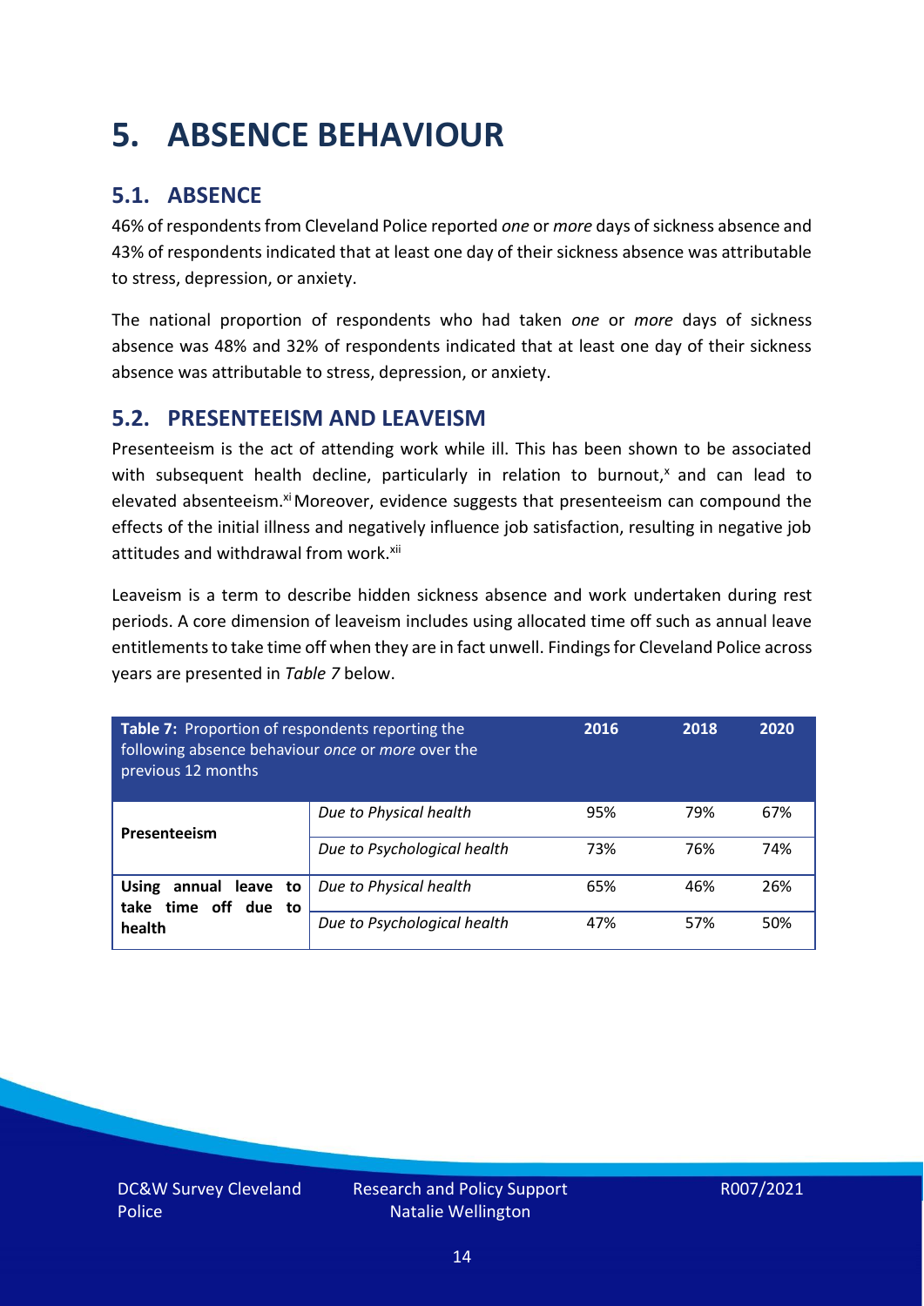# 5. ABSENCE BEHAVIOUR

## 5.1. ABSENCE

46% of respondents from Cleveland Police reported *one* or *more* days of sickness absence and 43% of respondents indicated that at least one day of their sickness absence was attributable to stress, depression, or anxiety.

The national proportion of respondents who had taken *one* or *more* days of sickness absence was 48% and 32% of respondents indicated that at least one day of their sickness absence was attributable to stress, depression, or anxiety.

## 5.2. PRESENTEEISM AND LEAVEISM

Presenteeism is the act of attending work while ill. This has been shown to be associated with subsequent health decline, particularly in relation to burnout,[x] and can lead to elevated absenteeism.[xi] Moreover, evidence suggests that presenteeism can compound the effects of the initial illness and negatively influence job satisfaction, resulting in negative job attitudes and withdrawal from work.[xii]

Leaveism is a term to describe hidden sickness absence and work undertaken during rest periods. A core dimension of leaveism includes using allocated time off such as annual leave entitlements to take time off when they are in fact unwell. Findings for Cleveland Police across years are presented in *Table 7* below.

| **Table 7:** Proportion of respondents reporting the following absence behaviour *once* or *more* over the previous 12 months | | 2016 | 2018 | 2020 |
|---|---|---|---|---|
| **Presenteeism** | *Due to Physical health* | 95% | 79% | 67% |
| | *Due to Psychological health* | 73% | 76% | 74% |
| **Using annual leave to take time off due to health** | *Due to Physical health* | 65% | 46% | 26% |
| | *Due to Psychological health* | 47% | 57% | 50% |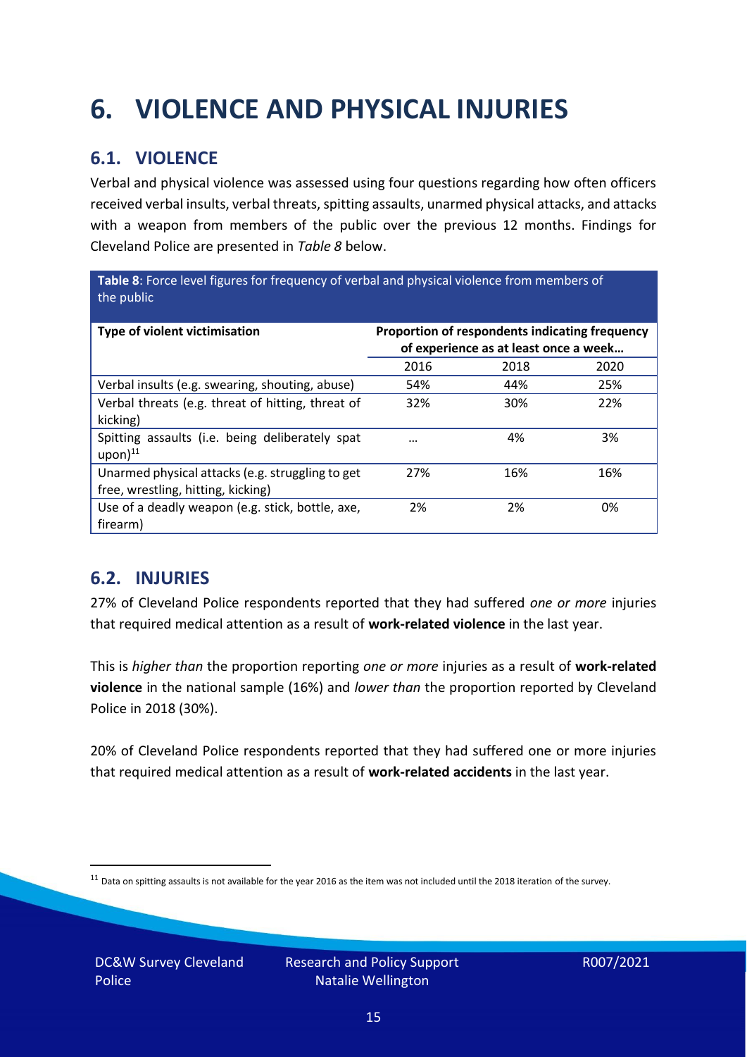# 6. VIOLENCE AND PHYSICAL INJURIES

## 6.1. VIOLENCE

Verbal and physical violence was assessed using four questions regarding how often officers received verbal insults, verbal threats, spitting assaults, unarmed physical attacks, and attacks with a weapon from members of the public over the previous 12 months. Findings for Cleveland Police are presented in *Table 8* below.

**Table 8**: Force level figures for frequency of verbal and physical violence from members of the public

| Type of violent victimisation | Proportion of respondents indicating frequency of experience as at least once a week… | | |
|---|---|---|---|
| | 2016 | 2018 | 2020 |
| Verbal insults (e.g. swearing, shouting, abuse) | 54% | 44% | 25% |
| Verbal threats (e.g. threat of hitting, threat of kicking) | 32% | 30% | 22% |
| Spitting assaults (i.e. being deliberately spat upon)[11] | … | 4% | 3% |
| Unarmed physical attacks (e.g. struggling to get free, wrestling, hitting, kicking) | 27% | 16% | 16% |
| Use of a deadly weapon (e.g. stick, bottle, axe, firearm) | 2% | 2% | 0% |

## 6.2. INJURIES

27% of Cleveland Police respondents reported that they had suffered *one or more* injuries that required medical attention as a result of **work-related violence** in the last year.

This is *higher than* the proportion reporting *one or more* injuries as a result of **work-related violence** in the national sample (16%) and *lower than* the proportion reported by Cleveland Police in 2018 (30%).

20% of Cleveland Police respondents reported that they had suffered one or more injuries that required medical attention as a result of **work-related accidents** in the last year.

[11] Data on spitting assaults is not available for the year 2016 as the item was not included until the 2018 iteration of the survey.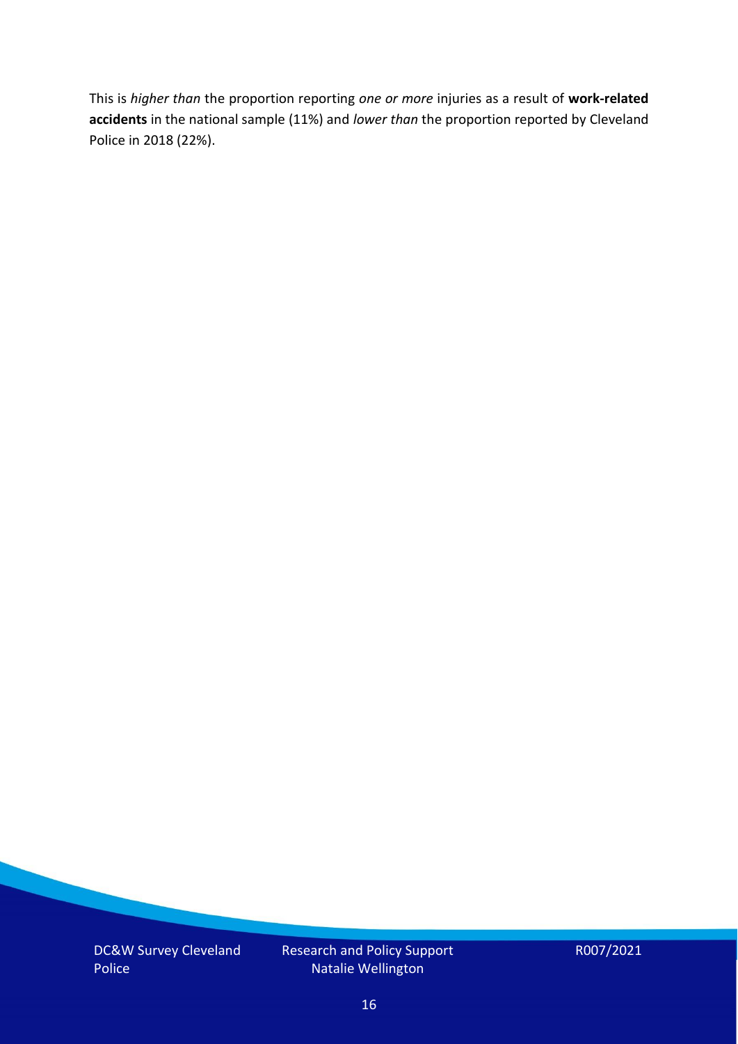This is *higher than* the proportion reporting *one or more* injuries as a result of **work-related accidents** in the national sample (11%) and *lower than* the proportion reported by Cleveland Police in 2018 (22%).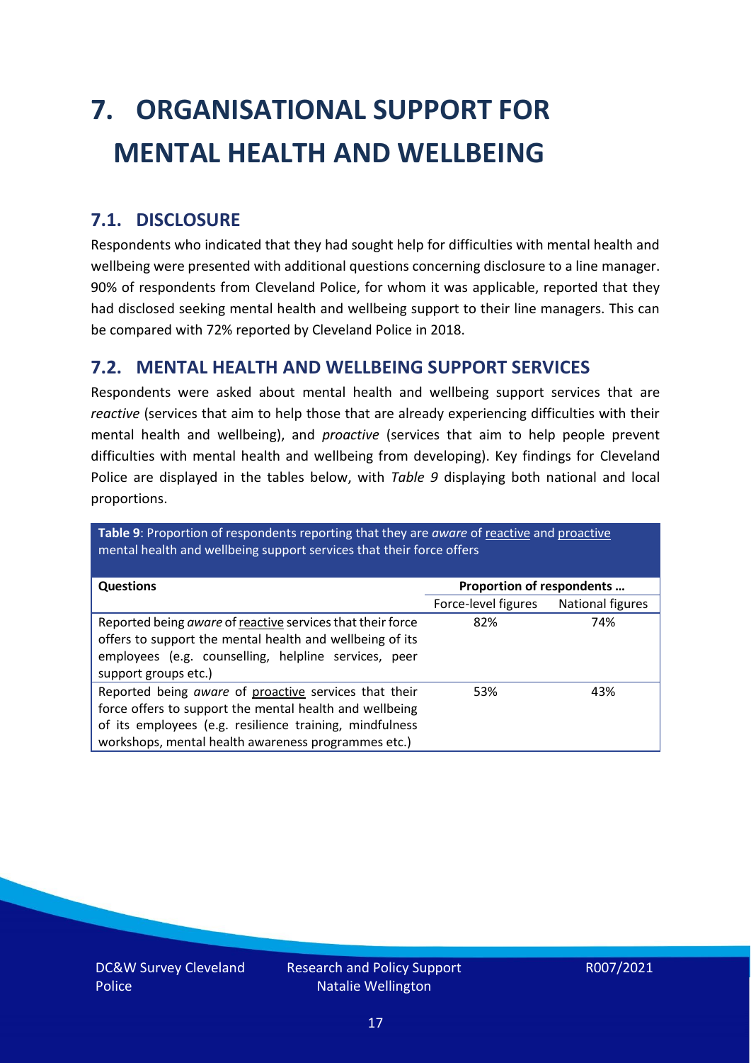# 7. ORGANISATIONAL SUPPORT FOR MENTAL HEALTH AND WELLBEING

## 7.1. DISCLOSURE

Respondents who indicated that they had sought help for difficulties with mental health and wellbeing were presented with additional questions concerning disclosure to a line manager. 90% of respondents from Cleveland Police, for whom it was applicable, reported that they had disclosed seeking mental health and wellbeing support to their line managers. This can be compared with 72% reported by Cleveland Police in 2018.

## 7.2. MENTAL HEALTH AND WELLBEING SUPPORT SERVICES

Respondents were asked about mental health and wellbeing support services that are *reactive* (services that aim to help those that are already experiencing difficulties with their mental health and wellbeing), and *proactive* (services that aim to help people prevent difficulties with mental health and wellbeing from developing). Key findings for Cleveland Police are displayed in the tables below, with *Table 9* displaying both national and local proportions.

**Table 9**: Proportion of respondents reporting that they are *aware* of reactive and proactive mental health and wellbeing support services that their force offers

| Questions | Proportion of respondents … | |
|---|---|---|
| | Force-level figures | National figures |
| Reported being *aware* of reactive services that their force offers to support the mental health and wellbeing of its employees (e.g. counselling, helpline services, peer support groups etc.) | 82% | 74% |
| Reported being *aware* of proactive services that their force offers to support the mental health and wellbeing of its employees (e.g. resilience training, mindfulness workshops, mental health awareness programmes etc.) | 53% | 43% |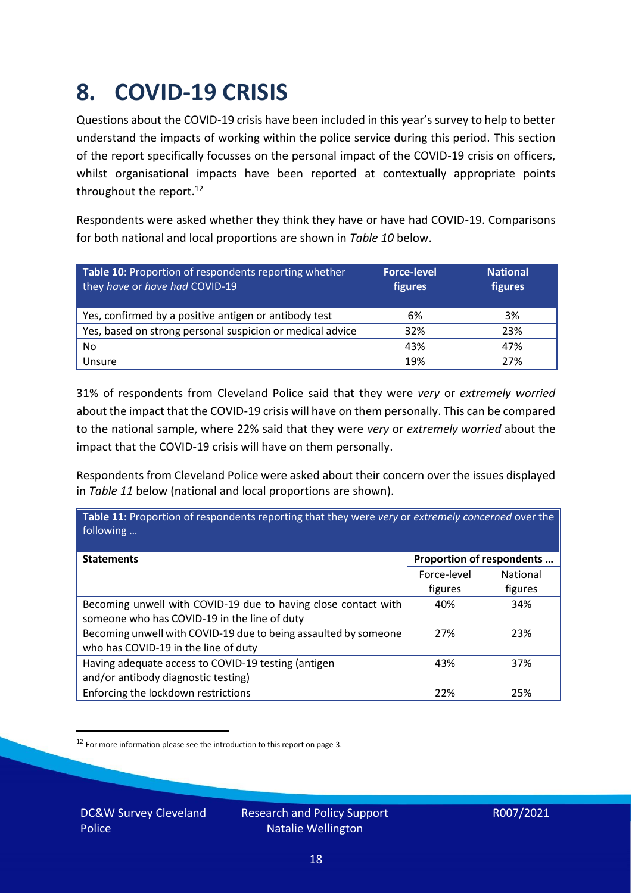# 8. COVID-19 CRISIS

Questions about the COVID-19 crisis have been included in this year's survey to help to better understand the impacts of working within the police service during this period. This section of the report specifically focusses on the personal impact of the COVID-19 crisis on officers, whilst organisational impacts have been reported at contextually appropriate points throughout the report.[12]

Respondents were asked whether they think they have or have had COVID-19. Comparisons for both national and local proportions are shown in *Table 10* below.

| **Table 10:** Proportion of respondents reporting whether they *have* or *have had* COVID-19 | **Force-level figures** | **National figures** |
|---|---|---|
| Yes, confirmed by a positive antigen or antibody test | 6% | 3% |
| Yes, based on strong personal suspicion or medical advice | 32% | 23% |
| No | 43% | 47% |
| Unsure | 19% | 27% |

31% of respondents from Cleveland Police said that they were *very* or *extremely worried* about the impact that the COVID-19 crisis will have on them personally. This can be compared to the national sample, where 22% said that they were *very* or *extremely worried* about the impact that the COVID-19 crisis will have on them personally.

Respondents from Cleveland Police were asked about their concern over the issues displayed in *Table 11* below (national and local proportions are shown).

**Table 11:** Proportion of respondents reporting that they were *very* or *extremely concerned* over the following …

| **Statements** | **Proportion of respondents …** | |
|---|---|---|
| | Force-level figures | National figures |
| Becoming unwell with COVID-19 due to having close contact with someone who has COVID-19 in the line of duty | 40% | 34% |
| Becoming unwell with COVID-19 due to being assaulted by someone who has COVID-19 in the line of duty | 27% | 23% |
| Having adequate access to COVID-19 testing (antigen and/or antibody diagnostic testing) | 43% | 37% |
| Enforcing the lockdown restrictions | 22% | 25% |

[12] For more information please see the introduction to this report on page 3.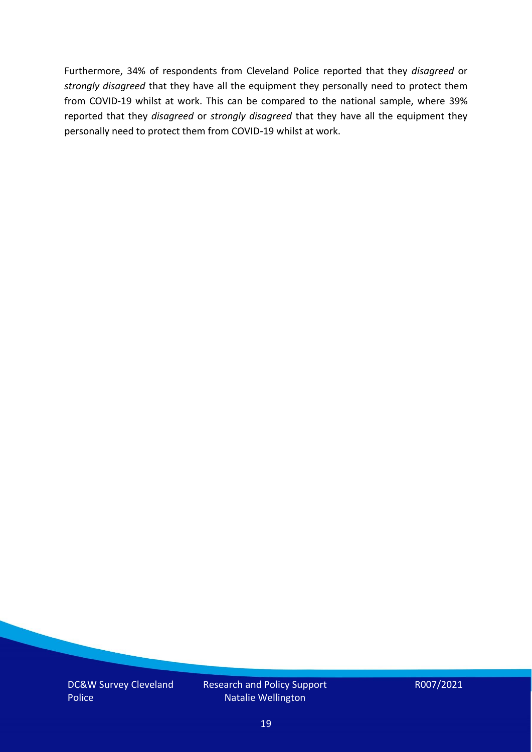Furthermore, 34% of respondents from Cleveland Police reported that they *disagreed* or *strongly disagreed* that they have all the equipment they personally need to protect them from COVID-19 whilst at work. This can be compared to the national sample, where 39% reported that they *disagreed* or *strongly disagreed* that they have all the equipment they personally need to protect them from COVID-19 whilst at work.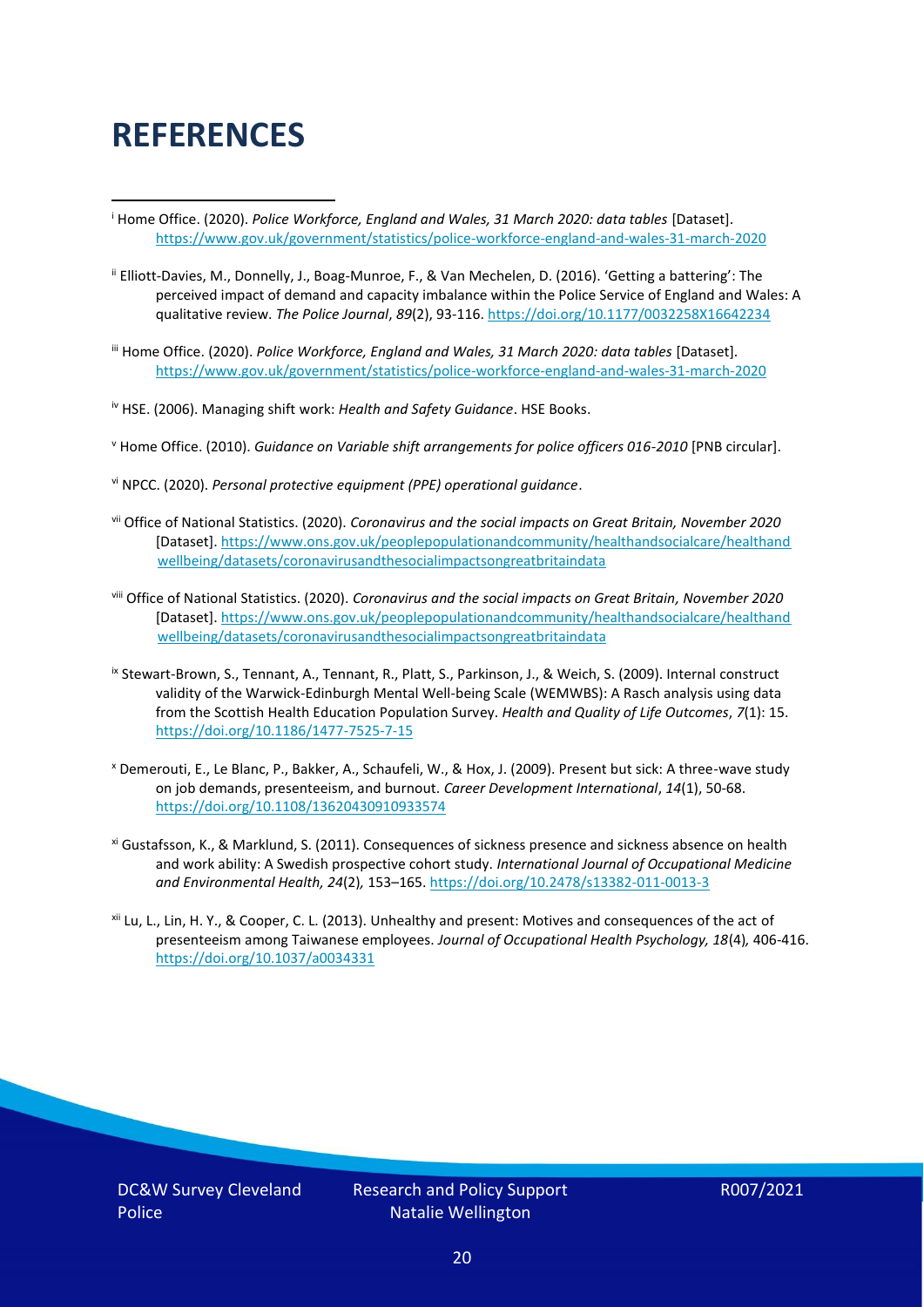# REFERENCES

[i] Home Office. (2020). *Police Workforce, England and Wales, 31 March 2020: data tables* [Dataset]. https://www.gov.uk/government/statistics/police-workforce-england-and-wales-31-march-2020

[ii] Elliott-Davies, M., Donnelly, J., Boag-Munroe, F., & Van Mechelen, D. (2016). 'Getting a battering': The perceived impact of demand and capacity imbalance within the Police Service of England and Wales: A qualitative review. *The Police Journal*, *89*(2), 93-116. https://doi.org/10.1177/0032258X16642234

[iii] Home Office. (2020). *Police Workforce, England and Wales, 31 March 2020: data tables* [Dataset]. https://www.gov.uk/government/statistics/police-workforce-england-and-wales-31-march-2020

[iv] HSE. (2006). Managing shift work: *Health and Safety Guidance*. HSE Books.

[v] Home Office. (2010). *Guidance on Variable shift arrangements for police officers 016-2010* [PNB circular].

[vi] NPCC. (2020). *Personal protective equipment (PPE) operational guidance*.

[vii] Office of National Statistics. (2020). *Coronavirus and the social impacts on Great Britain, November 2020* [Dataset]. https://www.ons.gov.uk/peoplepopulationandcommunity/healthandsocialcare/healthandwellbeing/datasets/coronavirusandthesocialimpactsongreatbritaindata

[viii] Office of National Statistics. (2020). *Coronavirus and the social impacts on Great Britain, November 2020* [Dataset]. https://www.ons.gov.uk/peoplepopulationandcommunity/healthandsocialcare/healthandwellbeing/datasets/coronavirusandthesocialimpactsongreatbritaindata

[ix] Stewart-Brown, S., Tennant, A., Tennant, R., Platt, S., Parkinson, J., & Weich, S. (2009). Internal construct validity of the Warwick-Edinburgh Mental Well-being Scale (WEMWBS): A Rasch analysis using data from the Scottish Health Education Population Survey. *Health and Quality of Life Outcomes*, *7*(1): 15. https://doi.org/10.1186/1477-7525-7-15

[x] Demerouti, E., Le Blanc, P., Bakker, A., Schaufeli, W., & Hox, J. (2009). Present but sick: A three-wave study on job demands, presenteeism, and burnout. *Career Development International*, *14*(1), 50-68. https://doi.org/10.1108/13620430910933574

[xi] Gustafsson, K., & Marklund, S. (2011). Consequences of sickness presence and sickness absence on health and work ability: A Swedish prospective cohort study. *International Journal of Occupational Medicine and Environmental Health, 24*(2)*,* 153–165. https://doi.org/10.2478/s13382-011-0013-3

[xii] Lu, L., Lin, H. Y., & Cooper, C. L. (2013). Unhealthy and present: Motives and consequences of the act of presenteeism among Taiwanese employees. *Journal of Occupational Health Psychology, 18*(4)*,* 406-416. https://doi.org/10.1037/a0034331